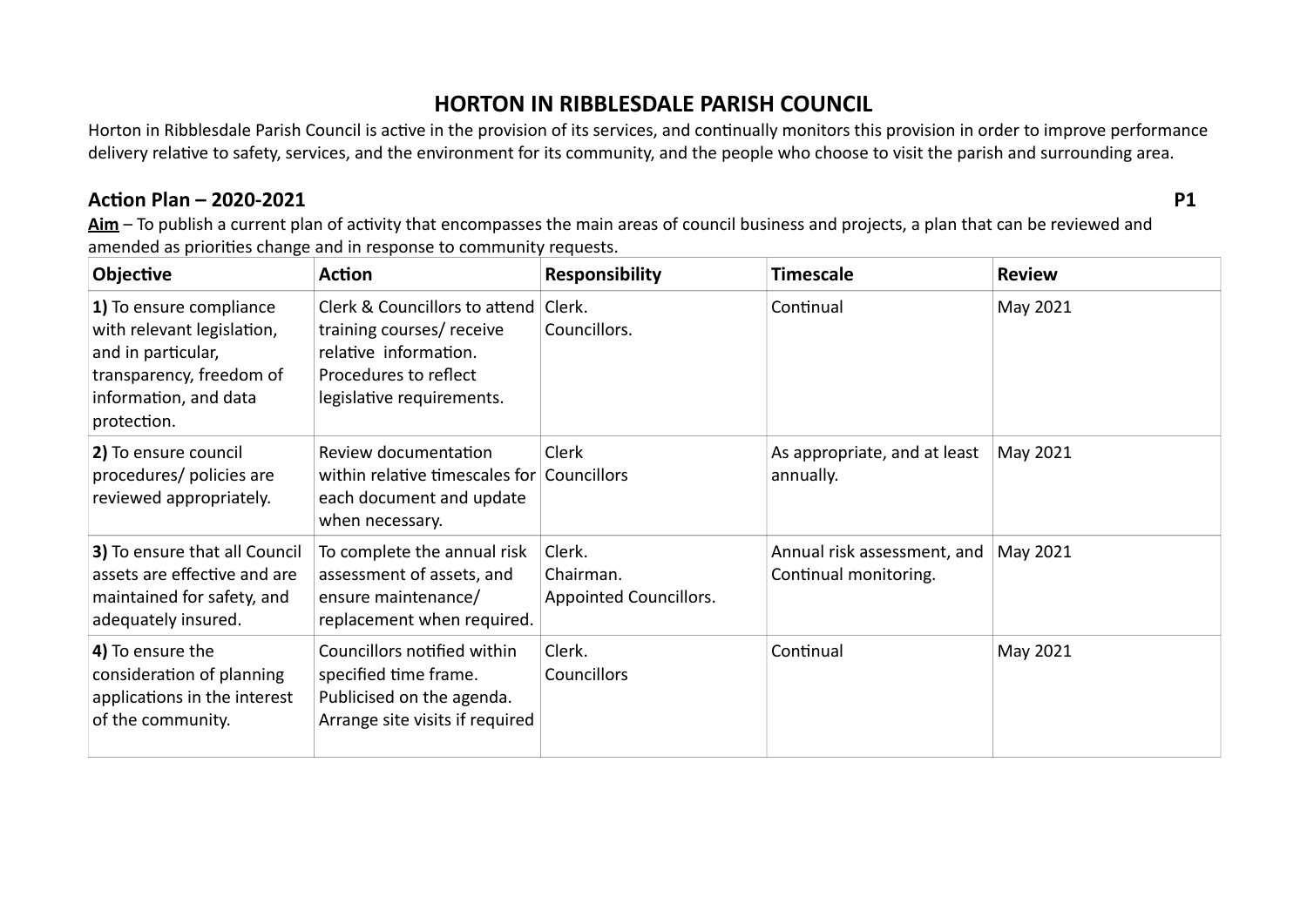# HORTON IN RIBBLESDALE PARISH COUNCIL

Horton in Ribblesdale Parish Council is active in the provision of its services, and continually monitors this provision in order to improve performance delivery relative to safety, services, and the environment for its community, and the people who choose to visit the parish and surrounding area.

## Action Plan – 2020-2021

**P1**

**<u>Aim</u>** – To publish a current plan of activity that encompasses the main areas of council business and projects, a plan that can be reviewed and amended as priorities change and in response to community requests.

| Objective | Action | Responsibility | Timescale | Review |
|---|---|---|---|---|
| **1)** To ensure compliance with relevant legislation, and in particular, transparency, freedom of information, and data protection. | Clerk & Councillors to attend training courses/ receive relative information. Procedures to reflect legislative requirements. | Clerk. Councillors. | Continual | May 2021 |
| **2)** To ensure council procedures/ policies are reviewed appropriately. | Review documentation within relative timescales for each document and update when necessary. | Clerk Councillors | As appropriate, and at least annually. | May 2021 |
| **3)** To ensure that all Council assets are effective and are maintained for safety, and adequately insured. | To complete the annual risk assessment of assets, and ensure maintenance/ replacement when required. | Clerk. Chairman. Appointed Councillors. | Annual risk assessment, and Continual monitoring. | May 2021 |
| **4)** To ensure the consideration of planning applications in the interest of the community. | Councillors notified within specified time frame. Publicised on the agenda. Arrange site visits if required | Clerk. Councillors | Continual | May 2021 |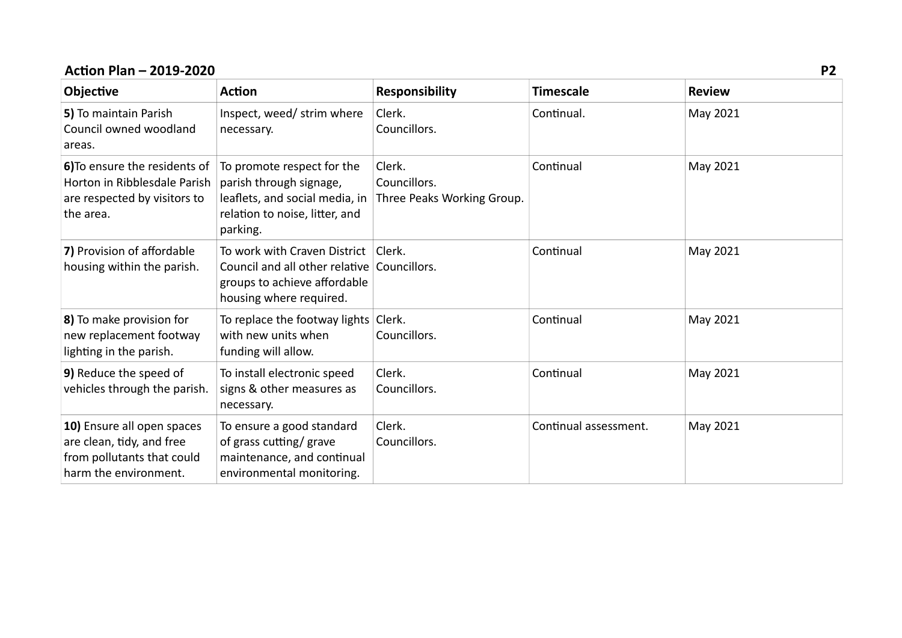**Action Plan – 2019-2020**

| **Objective** | **Action** | **Responsibility** | **Timescale** | **Review** |
|---|---|---|---|---|
| **5)** To maintain Parish Council owned woodland areas. | Inspect, weed/ strim where necessary. | Clerk.<br>Councillors. | Continual. | May 2021 |
| **6)**To ensure the residents of Horton in Ribblesdale Parish are respected by visitors to the area. | To promote respect for the parish through signage, leaflets, and social media, in relation to noise, litter, and parking. | Clerk.<br>Councillors.<br>Three Peaks Working Group. | Continual | May 2021 |
| **7)** Provision of affordable housing within the parish. | To work with Craven District Council and all other relative groups to achieve affordable housing where required. | Clerk.<br>Councillors. | Continual | May 2021 |
| **8)** To make provision for new replacement footway lighting in the parish. | To replace the footway lights with new units when funding will allow. | Clerk.<br>Councillors. | Continual | May 2021 |
| **9)** Reduce the speed of vehicles through the parish. | To install electronic speed signs & other measures as necessary. | Clerk.<br>Councillors. | Continual | May 2021 |
| **10)** Ensure all open spaces are clean, tidy, and free from pollutants that could harm the environment. | To ensure a good standard of grass cutting/ grave maintenance, and continual environmental monitoring. | Clerk.<br>Councillors. | Continual assessment. | May 2021 |